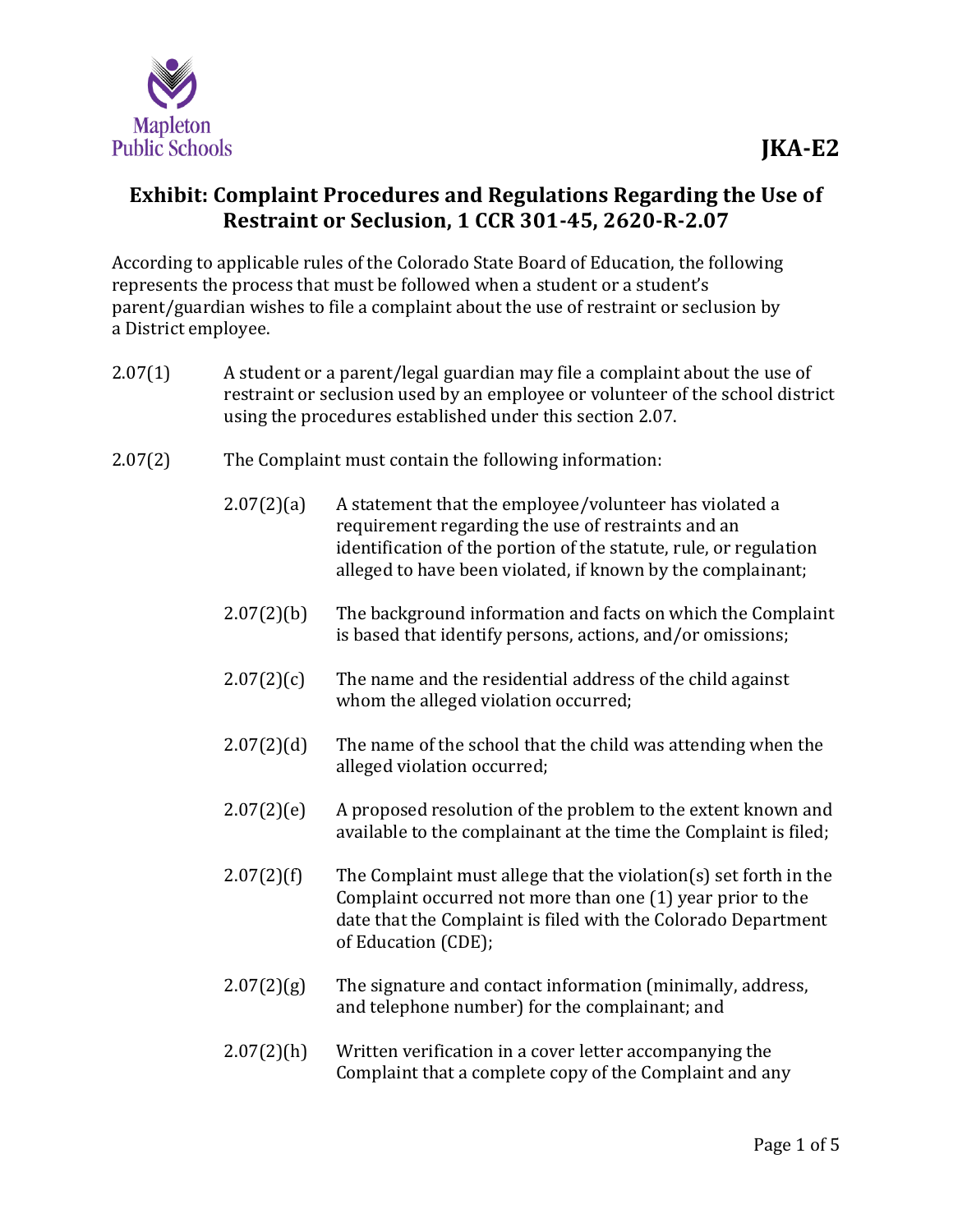**JKA-E2**

# Exhibit: Complaint Procedures and Regulations Regarding the Use of Restraint or Seclusion, 1 CCR 301-45, 2620-R-2.07

According to applicable rules of the Colorado State Board of Education, the following represents the process that must be followed when a student or a student's parent/guardian wishes to file a complaint about the use of restraint or seclusion by a District employee.

2.07(1) A student or a parent/legal guardian may file a complaint about the use of restraint or seclusion used by an employee or volunteer of the school district using the procedures established under this section 2.07.

2.07(2) The Complaint must contain the following information:

- 2.07(2)(a) A statement that the employee/volunteer has violated a requirement regarding the use of restraints and an identification of the portion of the statute, rule, or regulation alleged to have been violated, if known by the complainant;
- 2.07(2)(b) The background information and facts on which the Complaint is based that identify persons, actions, and/or omissions;
- 2.07(2)(c) The name and the residential address of the child against whom the alleged violation occurred;
- 2.07(2)(d) The name of the school that the child was attending when the alleged violation occurred;
- 2.07(2)(e) A proposed resolution of the problem to the extent known and available to the complainant at the time the Complaint is filed;
- 2.07(2)(f) The Complaint must allege that the violation(s) set forth in the Complaint occurred not more than one (1) year prior to the date that the Complaint is filed with the Colorado Department of Education (CDE);
- 2.07(2)(g) The signature and contact information (minimally, address, and telephone number) for the complainant; and
- 2.07(2)(h) Written verification in a cover letter accompanying the Complaint that a complete copy of the Complaint and any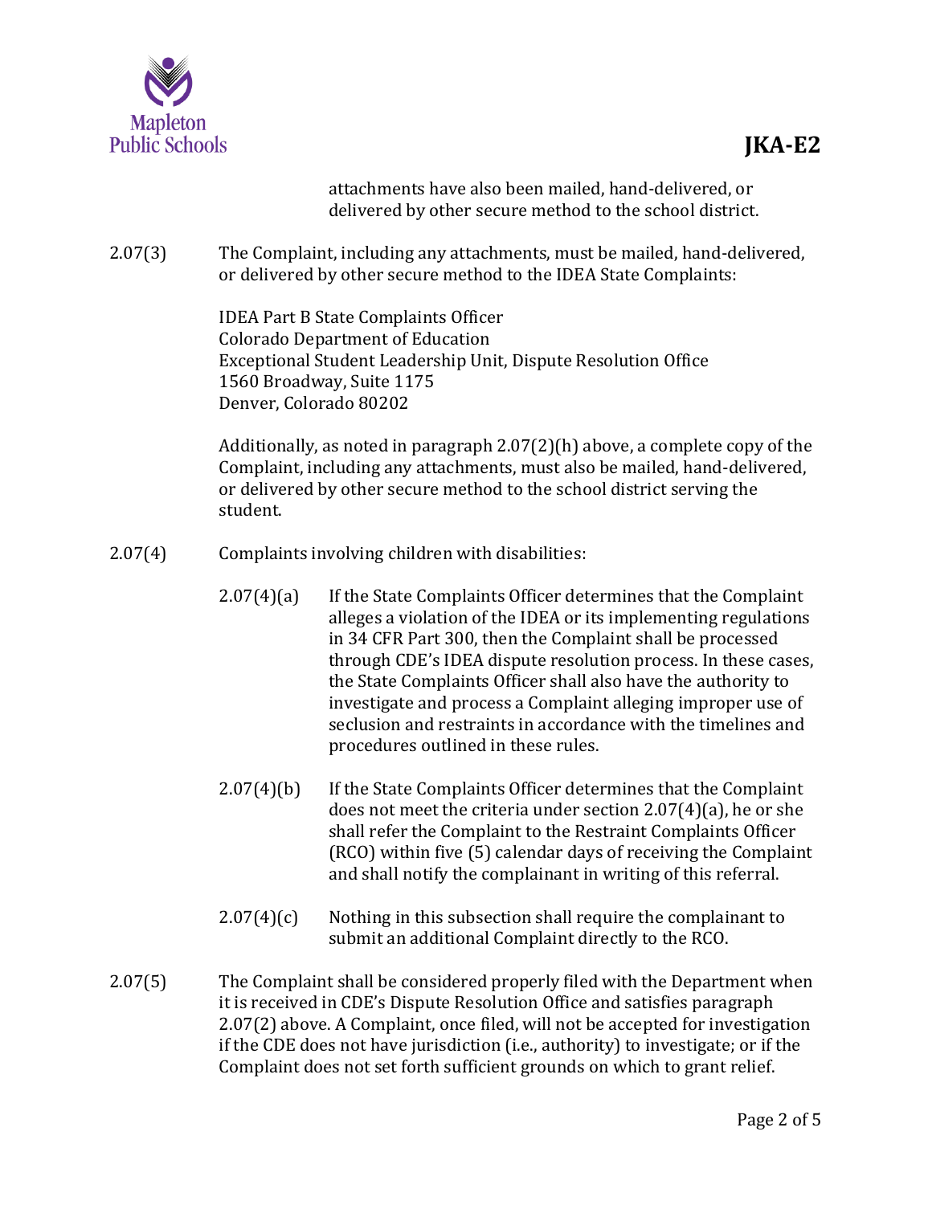attachments have also been mailed, hand-delivered, or delivered by other secure method to the school district.

2.07(3) The Complaint, including any attachments, must be mailed, hand-delivered, or delivered by other secure method to the IDEA State Complaints:

IDEA Part B State Complaints Officer
Colorado Department of Education
Exceptional Student Leadership Unit, Dispute Resolution Office
1560 Broadway, Suite 1175
Denver, Colorado 80202

Additionally, as noted in paragraph 2.07(2)(h) above, a complete copy of the Complaint, including any attachments, must also be mailed, hand-delivered, or delivered by other secure method to the school district serving the student.

2.07(4) Complaints involving children with disabilities:

2.07(4)(a) If the State Complaints Officer determines that the Complaint alleges a violation of the IDEA or its implementing regulations in 34 CFR Part 300, then the Complaint shall be processed through CDE's IDEA dispute resolution process. In these cases, the State Complaints Officer shall also have the authority to investigate and process a Complaint alleging improper use of seclusion and restraints in accordance with the timelines and procedures outlined in these rules.

2.07(4)(b) If the State Complaints Officer determines that the Complaint does not meet the criteria under section 2.07(4)(a), he or she shall refer the Complaint to the Restraint Complaints Officer (RCO) within five (5) calendar days of receiving the Complaint and shall notify the complainant in writing of this referral.

2.07(4)(c) Nothing in this subsection shall require the complainant to submit an additional Complaint directly to the RCO.

2.07(5) The Complaint shall be considered properly filed with the Department when it is received in CDE's Dispute Resolution Office and satisfies paragraph 2.07(2) above. A Complaint, once filed, will not be accepted for investigation if the CDE does not have jurisdiction (i.e., authority) to investigate; or if the Complaint does not set forth sufficient grounds on which to grant relief.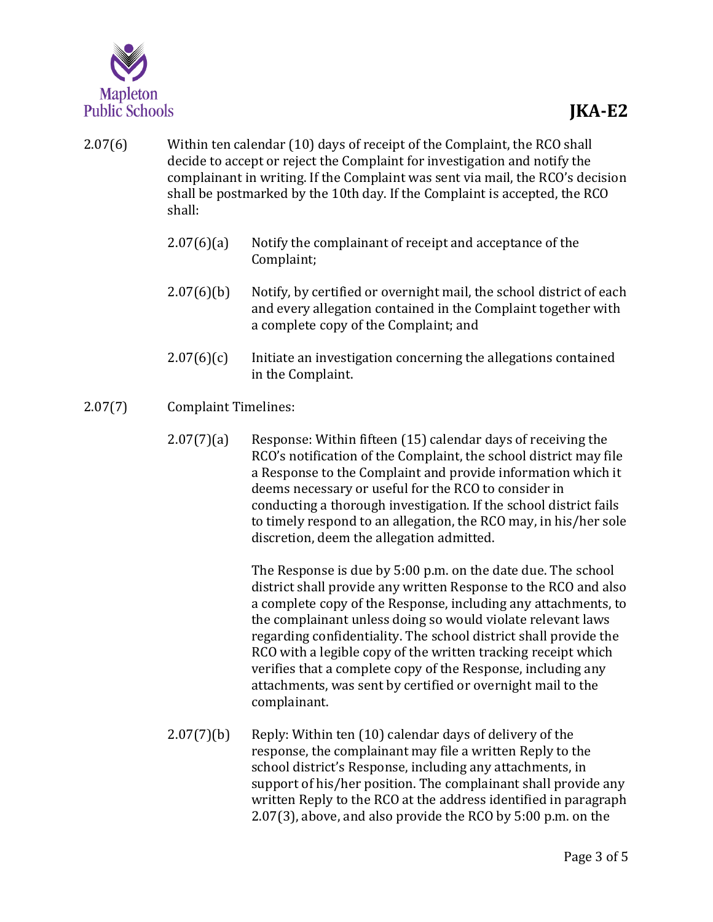2.07(6) Within ten calendar (10) days of receipt of the Complaint, the RCO shall decide to accept or reject the Complaint for investigation and notify the complainant in writing. If the Complaint was sent via mail, the RCO's decision shall be postmarked by the 10th day. If the Complaint is accepted, the RCO shall:

- 2.07(6)(a) Notify the complainant of receipt and acceptance of the Complaint;

- 2.07(6)(b) Notify, by certified or overnight mail, the school district of each and every allegation contained in the Complaint together with a complete copy of the Complaint; and

- 2.07(6)(c) Initiate an investigation concerning the allegations contained in the Complaint.

2.07(7) Complaint Timelines:

- 2.07(7)(a) Response: Within fifteen (15) calendar days of receiving the RCO's notification of the Complaint, the school district may file a Response to the Complaint and provide information which it deems necessary or useful for the RCO to consider in conducting a thorough investigation. If the school district fails to timely respond to an allegation, the RCO may, in his/her sole discretion, deem the allegation admitted.

  The Response is due by 5:00 p.m. on the date due. The school district shall provide any written Response to the RCO and also a complete copy of the Response, including any attachments, to the complainant unless doing so would violate relevant laws regarding confidentiality. The school district shall provide the RCO with a legible copy of the written tracking receipt which verifies that a complete copy of the Response, including any attachments, was sent by certified or overnight mail to the complainant.

- 2.07(7)(b) Reply: Within ten (10) calendar days of delivery of the response, the complainant may file a written Reply to the school district's Response, including any attachments, in support of his/her position. The complainant shall provide any written Reply to the RCO at the address identified in paragraph 2.07(3), above, and also provide the RCO by 5:00 p.m. on the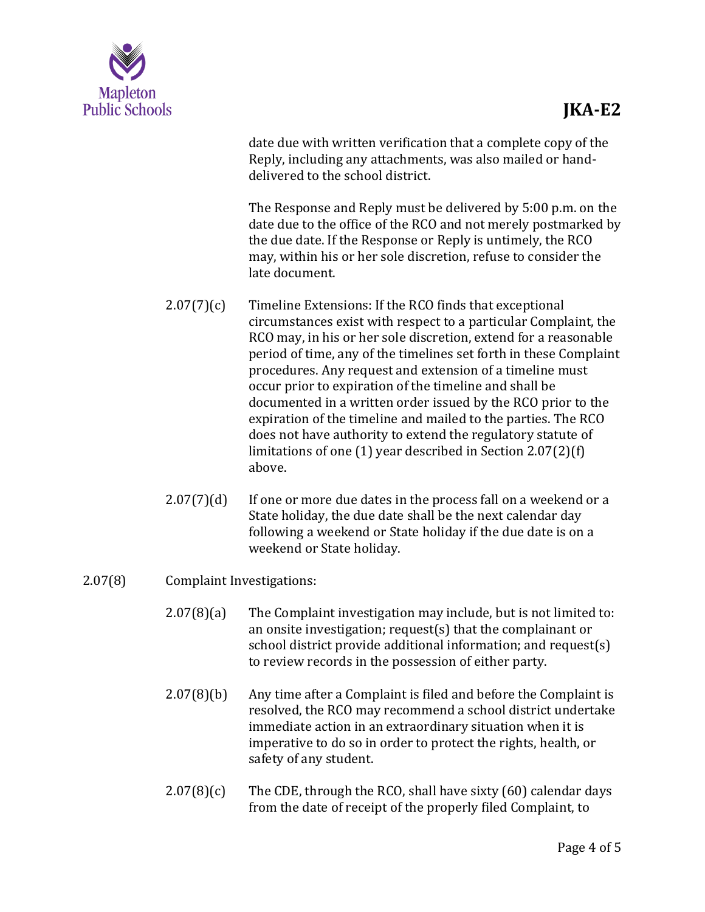date due with written verification that a complete copy of the Reply, including any attachments, was also mailed or hand-delivered to the school district.

The Response and Reply must be delivered by 5:00 p.m. on the date due to the office of the RCO and not merely postmarked by the due date. If the Response or Reply is untimely, the RCO may, within his or her sole discretion, refuse to consider the late document.

2.07(7)(c) Timeline Extensions: If the RCO finds that exceptional circumstances exist with respect to a particular Complaint, the RCO may, in his or her sole discretion, extend for a reasonable period of time, any of the timelines set forth in these Complaint procedures. Any request and extension of a timeline must occur prior to expiration of the timeline and shall be documented in a written order issued by the RCO prior to the expiration of the timeline and mailed to the parties. The RCO does not have authority to extend the regulatory statute of limitations of one (1) year described in Section 2.07(2)(f) above.

2.07(7)(d) If one or more due dates in the process fall on a weekend or a State holiday, the due date shall be the next calendar day following a weekend or State holiday if the due date is on a weekend or State holiday.

2.07(8) Complaint Investigations:

2.07(8)(a) The Complaint investigation may include, but is not limited to: an onsite investigation; request(s) that the complainant or school district provide additional information; and request(s) to review records in the possession of either party.

2.07(8)(b) Any time after a Complaint is filed and before the Complaint is resolved, the RCO may recommend a school district undertake immediate action in an extraordinary situation when it is imperative to do so in order to protect the rights, health, or safety of any student.

2.07(8)(c) The CDE, through the RCO, shall have sixty (60) calendar days from the date of receipt of the properly filed Complaint, to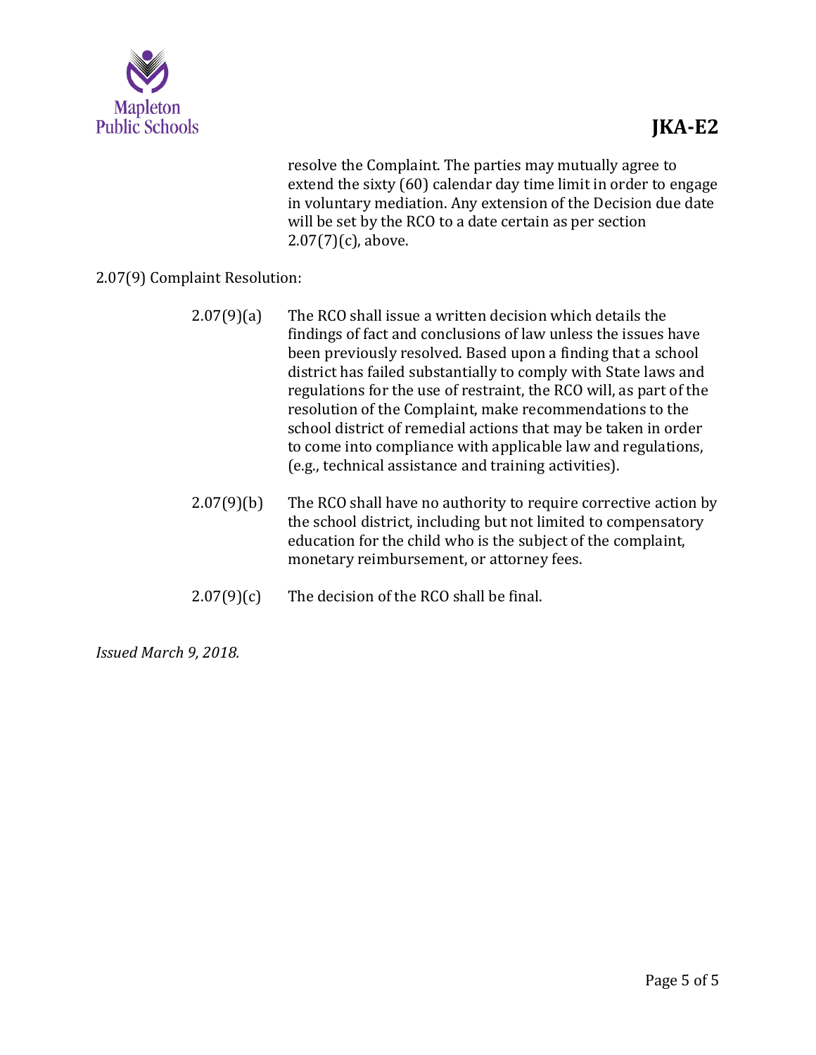resolve the Complaint. The parties may mutually agree to extend the sixty (60) calendar day time limit in order to engage in voluntary mediation. Any extension of the Decision due date will be set by the RCO to a date certain as per section 2.07(7)(c), above.

2.07(9) Complaint Resolution:

2.07(9)(a) The RCO shall issue a written decision which details the findings of fact and conclusions of law unless the issues have been previously resolved. Based upon a finding that a school district has failed substantially to comply with State laws and regulations for the use of restraint, the RCO will, as part of the resolution of the Complaint, make recommendations to the school district of remedial actions that may be taken in order to come into compliance with applicable law and regulations, (e.g., technical assistance and training activities).

2.07(9)(b) The RCO shall have no authority to require corrective action by the school district, including but not limited to compensatory education for the child who is the subject of the complaint, monetary reimbursement, or attorney fees.

2.07(9)(c) The decision of the RCO shall be final.

*Issued March 9, 2018.*